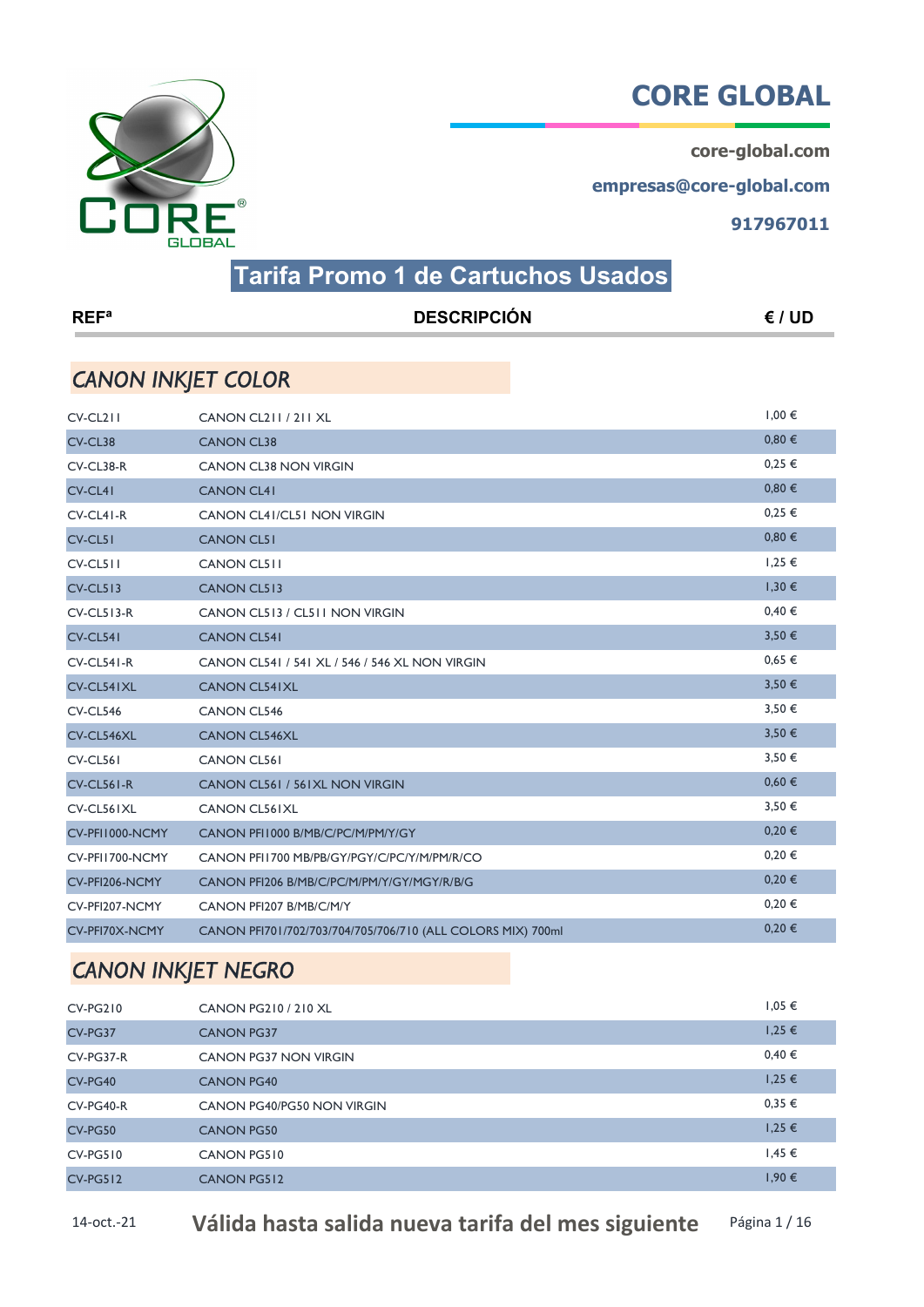# CORE GLOBAL

core-global.com

empresas@core-global.com

917967011

## Tarifa Promo 1 de Cartuchos Usados

| REFª | DESCRIPCIÓN | € / UD |
|---|---|---|

### *CANON INKJET COLOR*

| REFª | DESCRIPCIÓN | € / UD |
|---|---|---|
| CV-CL211 | CANON CL211 / 211 XL | 1,00 € |
| CV-CL38 | CANON CL38 | 0,80 € |
| CV-CL38-R | CANON CL38 NON VIRGIN | 0,25 € |
| CV-CL41 | CANON CL41 | 0,80 € |
| CV-CL41-R | CANON CL41/CL51 NON VIRGIN | 0,25 € |
| CV-CL51 | CANON CL51 | 0,80 € |
| CV-CL511 | CANON CL511 | 1,25 € |
| CV-CL513 | CANON CL513 | 1,30 € |
| CV-CL513-R | CANON CL513 / CL511 NON VIRGIN | 0,40 € |
| CV-CL541 | CANON CL541 | 3,50 € |
| CV-CL541-R | CANON CL541 / 541 XL / 546 / 546 XL NON VIRGIN | 0,65 € |
| CV-CL541XL | CANON CL541XL | 3,50 € |
| CV-CL546 | CANON CL546 | 3,50 € |
| CV-CL546XL | CANON CL546XL | 3,50 € |
| CV-CL561 | CANON CL561 | 3,50 € |
| CV-CL561-R | CANON CL561 / 561XL NON VIRGIN | 0,60 € |
| CV-CL561XL | CANON CL561XL | 3,50 € |
| CV-PFI1000-NCMY | CANON PFI1000 B/MB/C/PC/M/PM/Y/GY | 0,20 € |
| CV-PFI1700-NCMY | CANON PFI1700 MB/PB/GY/PGY/C/PC/Y/M/PM/R/CO | 0,20 € |
| CV-PFI206-NCMY | CANON PFI206 B/MB/C/PC/M/PM/Y/GY/MGY/R/B/G | 0,20 € |
| CV-PFI207-NCMY | CANON PFI207 B/MB/C/M/Y | 0,20 € |
| CV-PFI70X-NCMY | CANON PFI701/702/703/704/705/706/710 (ALL COLORS MIX) 700ml | 0,20 € |

### *CANON INKJET NEGRO*

| REFª | DESCRIPCIÓN | € / UD |
|---|---|---|
| CV-PG210 | CANON PG210 / 210 XL | 1,05 € |
| CV-PG37 | CANON PG37 | 1,25 € |
| CV-PG37-R | CANON PG37 NON VIRGIN | 0,40 € |
| CV-PG40 | CANON PG40 | 1,25 € |
| CV-PG40-R | CANON PG40/PG50 NON VIRGIN | 0,35 € |
| CV-PG50 | CANON PG50 | 1,25 € |
| CV-PG510 | CANON PG510 | 1,45 € |
| CV-PG512 | CANON PG512 | 1,90 € |

14-oct.-21 **Válida hasta salida nueva tarifa del mes siguiente**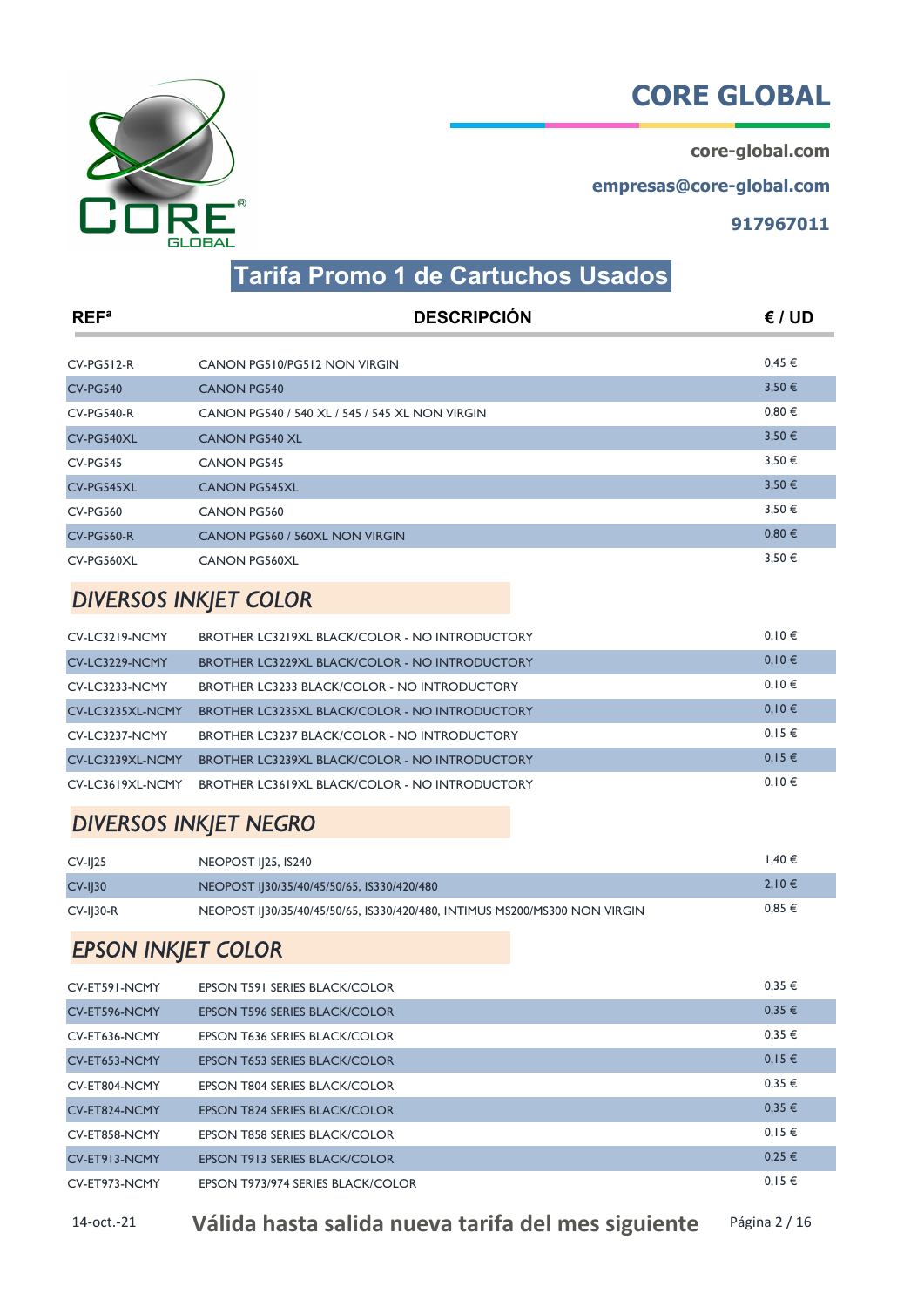# CORE GLOBAL

core-global.com

empresas@core-global.com

917967011

## Tarifa Promo 1 de Cartuchos Usados

| REFª | DESCRIPCIÓN | € / UD |
|---|---|---|
| CV-PG512-R | CANON PG510/PG512 NON VIRGIN | 0,45 € |
| CV-PG540 | CANON PG540 | 3,50 € |
| CV-PG540-R | CANON PG540 / 540 XL / 545 / 545 XL NON VIRGIN | 0,80 € |
| CV-PG540XL | CANON PG540 XL | 3,50 € |
| CV-PG545 | CANON PG545 | 3,50 € |
| CV-PG545XL | CANON PG545XL | 3,50 € |
| CV-PG560 | CANON PG560 | 3,50 € |
| CV-PG560-R | CANON PG560 / 560XL NON VIRGIN | 0,80 € |
| CV-PG560XL | CANON PG560XL | 3,50 € |

### *DIVERSOS INKJET COLOR*

| REFª | DESCRIPCIÓN | € / UD |
|---|---|---|
| CV-LC3219-NCMY | BROTHER LC3219XL BLACK/COLOR - NO INTRODUCTOR | 0,10 € |
| CV-LC3229-NCMY | BROTHER LC3229XL BLACK/COLOR - NO INTRODUCTOR | 0,10 € |
| CV-LC3233-NCMY | BROTHER LC3233 BLACK/COLOR - NO INTRODUCTOR | 0,10 € |
| CV-LC3235XL-NCMY | BROTHER LC3235XL BLACK/COLOR - NO INTRODUCTOR | 0,10 € |
| CV-LC3237-NCMY | BROTHER LC3237 BLACK/COLOR - NO INTRODUCTOR | 0,15 € |
| CV-LC3239XL-NCMY | BROTHER LC3239XL BLACK/COLOR - NO INTRODUCTOR | 0,15 € |
| CV-LC3619XL-NCMY | BROTHER LC3619XL BLACK/COLOR - NO INTRODUCTOR | 0,10 € |

### *DIVERSOS INKJET NEGRO*

| REFª | DESCRIPCIÓN | € / UD |
|---|---|---|
| CV-IJ25 | NEOPOST IJ25, IS240 | 1,40 € |
| CV-IJ30 | NEOPOST IJ30/35/40/45/50/65, IS330/420/480 | 2,10 € |
| CV-IJ30-R | NEOPOST IJ30/35/40/45/50/65, IS330/420/480, INTIMUS MS200/MS300 NON VIRGIN | 0,85 € |

### *EPSON INKJET COLOR*

| REFª | DESCRIPCIÓN | € / UD |
|---|---|---|
| CV-ET591-NCMY | EPSON T591 SERIES BLACK/COLOR | 0,35 € |
| CV-ET596-NCMY | EPSON T596 SERIES BLACK/COLOR | 0,35 € |
| CV-ET636-NCMY | EPSON T636 SERIES BLACK/COLOR | 0,35 € |
| CV-ET653-NCMY | EPSON T653 SERIES BLACK/COLOR | 0,15 € |
| CV-ET804-NCMY | EPSON T804 SERIES BLACK/COLOR | 0,35 € |
| CV-ET824-NCMY | EPSON T824 SERIES BLACK/COLOR | 0,35 € |
| CV-ET858-NCMY | EPSON T858 SERIES BLACK/COLOR | 0,15 € |
| CV-ET913-NCMY | EPSON T913 SERIES BLACK/COLOR | 0,25 € |
| CV-ET973-NCMY | EPSON T973/974 SERIES BLACK/COLOR | 0,15 € |

14-oct.-21 **Válida hasta salida nueva tarifa del mes siguiente**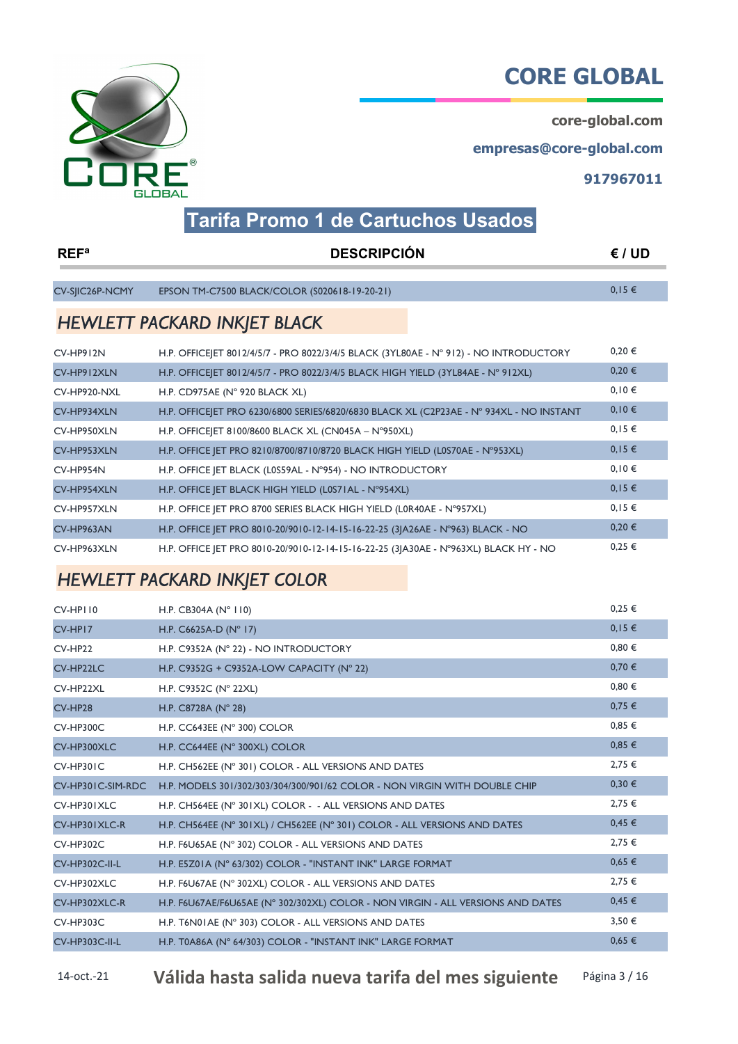# CORE GLOBAL

core-global.com

empresas@core-global.com

917967011

## Tarifa Promo 1 de Cartuchos Usados

| REFª | DESCRIPCIÓN | € / UD |
|---|---|---|
| CV-SJIC26P-NCMY | EPSON TM-C7500 BLACK/COLOR (S020618-19-20-21) | 0,15 € |

### *HEWLETT PACKARD INKJET BLACK*

| REFª | DESCRIPCIÓN | € / UD |
|---|---|---|
| CV-HP912N | H.P. OFFICEJET 8012/4/5/7 - PRO 8022/3/4/5 BLACK (3YL80AE - N° 912) - NO INTRODUCTORY | 0,20 € |
| CV-HP912XLN | H.P. OFFICEJET 8012/4/5/7 - PRO 8022/3/4/5 BLACK HIGH YIELD (3YL84AE - N° 912XL) | 0,20 € |
| CV-HP920-NXL | H.P. CD975AE (N° 920 BLACK XL) | 0,10 € |
| CV-HP934XLN | H.P. OFFICEJET PRO 6230/6800 SERIES/6820/6830 BLACK XL (C2P23AE - N° 934XL - NO INSTANT | 0,10 € |
| CV-HP950XLN | H.P. OFFICEJET 8100/8600 BLACK XL (CN045A – N°950XL) | 0,15 € |
| CV-HP953XLN | H.P. OFFICE JET PRO 8210/8700/8710/8720 BLACK HIGH YIELD (L0S70AE - N°953XL) | 0,15 € |
| CV-HP954N | H.P. OFFICE JET BLACK (L0S59AL - N°954) - NO INTRODUCTORY | 0,10 € |
| CV-HP954XLN | H.P. OFFICE JET BLACK HIGH YIELD (L0S71AL - N°954XL) | 0,15 € |
| CV-HP957XLN | H.P. OFFICE JET PRO 8700 SERIES BLACK HIGH YIELD (L0R40AE - N°957XL) | 0,15 € |
| CV-HP963AN | H.P. OFFICE JET PRO 8010-20/9010-12-14-15-16-22-25 (3JA26AE - N°963) BLACK - NO | 0,20 € |
| CV-HP963XLN | H.P. OFFICE JET PRO 8010-20/9010-12-14-15-16-22-25 (3JA30AE - N°963XL) BLACK HY - NO | 0,25 € |

### *HEWLETT PACKARD INKJET COLOR*

| REFª | DESCRIPCIÓN | € / UD |
|---|---|---|
| CV-HP110 | H.P. CB304A (N° 110) | 0,25 € |
| CV-HP17 | H.P. C6625A-D (N° 17) | 0,15 € |
| CV-HP22 | H.P. C9352A (N° 22) - NO INTRODUCTORY | 0,80 € |
| CV-HP22LC | H.P. C9352G + C9352A-LOW CAPACITY (N° 22) | 0,70 € |
| CV-HP22XL | H.P. C9352C (N° 22XL) | 0,80 € |
| CV-HP28 | H.P. C8728A (N° 28) | 0,75 € |
| CV-HP300C | H.P. CC643EE (N° 300) COLOR | 0,85 € |
| CV-HP300XLC | H.P. CC644EE (N° 300XL) COLOR | 0,85 € |
| CV-HP301C | H.P. CH562EE (N° 301) COLOR - ALL VERSIONS AND DATES | 2,75 € |
| CV-HP301C-SIM-RDC | H.P. MODELS 301/302/303/304/300/901/62 COLOR - NON VIRGIN WITH DOUBLE CHIP | 0,30 € |
| CV-HP301XLC | H.P. CH564EE (N° 301XL) COLOR - - ALL VERSIONS AND DATES | 2,75 € |
| CV-HP301XLC-R | H.P. CH564EE (N° 301XL) / CH562EE (N° 301) COLOR - ALL VERSIONS AND DATES | 0,45 € |
| CV-HP302C | H.P. F6U65AE (N° 302) COLOR - ALL VERSIONS AND DATES | 2,75 € |
| CV-HP302C-II-L | H.P. E5Z01A (N° 63/302) COLOR - "INSTANT INK" LARGE FORMAT | 0,65 € |
| CV-HP302XLC | H.P. F6U67AE (N° 302XL) COLOR - ALL VERSIONS AND DATES | 2,75 € |
| CV-HP302XLC-R | H.P. F6U67AE/F6U65AE (N° 302/302XL) COLOR - NON VIRGIN - ALL VERSIONS AND DATES | 0,45 € |
| CV-HP303C | H.P. T6N01AE (N° 303) COLOR - ALL VERSIONS AND DATES | 3,50 € |
| CV-HP303C-II-L | H.P. T0A86A (N° 64/303) COLOR - "INSTANT INK" LARGE FORMAT | 0,65 € |

14-oct.-21 **Válida hasta salida nueva tarifa del mes siguiente**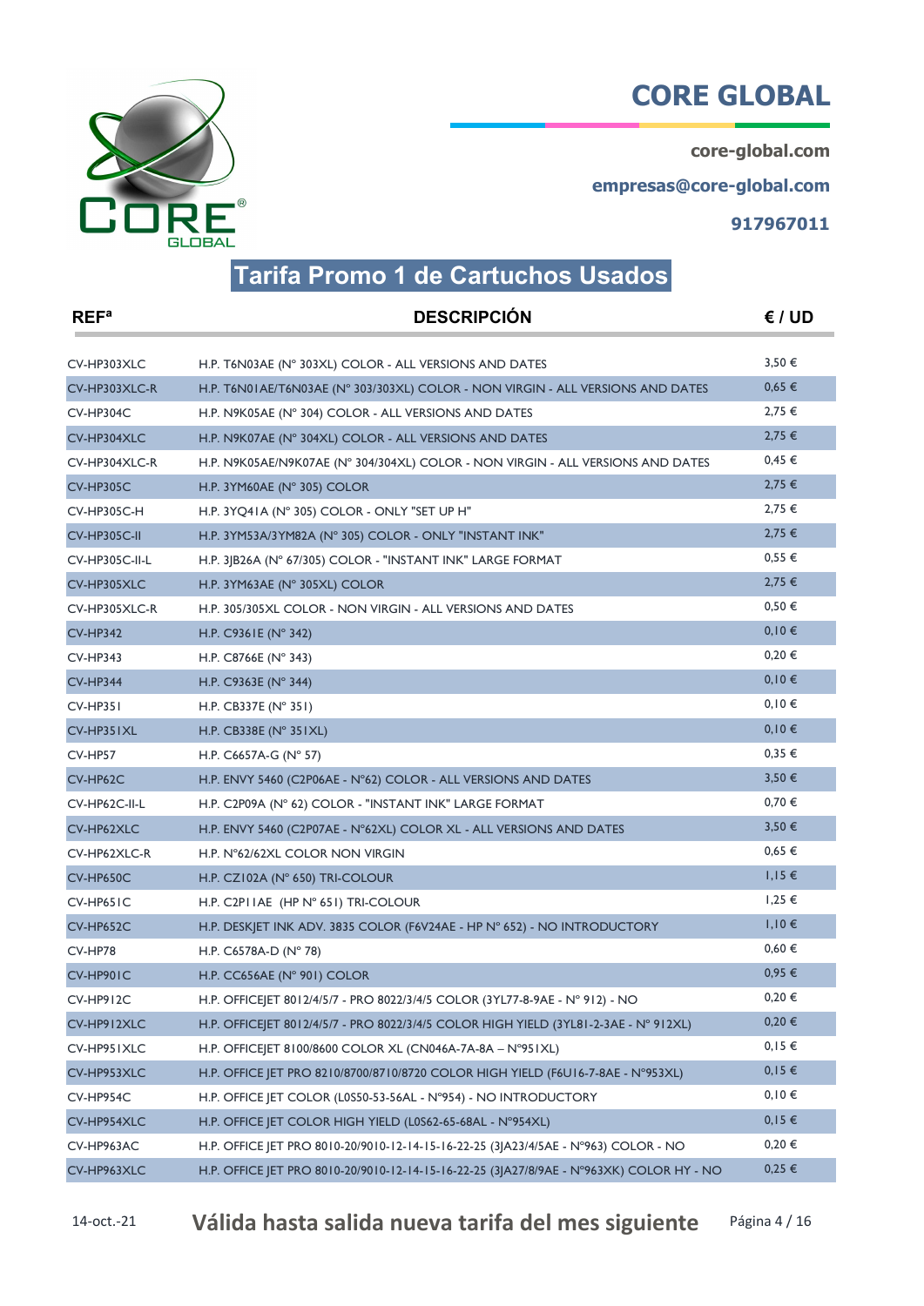# CORE GLOBAL

core-global.com

empresas@core-global.com

917967011

## Tarifa Promo 1 de Cartuchos Usados

| REFª | DESCRIPCIÓN | € / UD |
|---|---|---|
| CV-HP303XLC | H.P. T6N03AE (N° 303XL) COLOR - ALL VERSIONS AND DATES | 3,50 € |
| CV-HP303XLC-R | H.P. T6N01AE/T6N03AE (N° 303/303XL) COLOR - NON VIRGIN - ALL VERSIONS AND DATES | 0,65 € |
| CV-HP304C | H.P. N9K05AE (N° 304) COLOR - ALL VERSIONS AND DATES | 2,75 € |
| CV-HP304XLC | H.P. N9K07AE (N° 304XL) COLOR - ALL VERSIONS AND DATES | 2,75 € |
| CV-HP304XLC-R | H.P. N9K05AE/N9K07AE (N° 304/304XL) COLOR - NON VIRGIN - ALL VERSIONS AND DATES | 0,45 € |
| CV-HP305C | H.P. 3YM60AE (N° 305) COLOR | 2,75 € |
| CV-HP305C-H | H.P. 3YQ41A (N° 305) COLOR - ONLY "SET UP H" | 2,75 € |
| CV-HP305C-II | H.P. 3YM53A/3YM82A (N° 305) COLOR - ONLY "INSTANT INK" | 2,75 € |
| CV-HP305C-II-L | H.P. 3JB26A (N° 67/305) COLOR - "INSTANT INK" LARGE FORMAT | 0,55 € |
| CV-HP305XLC | H.P. 3YM63AE (N° 305XL) COLOR | 2,75 € |
| CV-HP305XLC-R | H.P. 305/305XL COLOR - NON VIRGIN - ALL VERSIONS AND DATES | 0,50 € |
| CV-HP342 | H.P. C9361E (N° 342) | 0,10 € |
| CV-HP343 | H.P. C8766E (N° 343) | 0,20 € |
| CV-HP344 | H.P. C9363E (N° 344) | 0,10 € |
| CV-HP351 | H.P. CB337E (N° 351) | 0,10 € |
| CV-HP351XL | H.P. CB338E (N° 351XL) | 0,10 € |
| CV-HP57 | H.P. C6657A-G (N° 57) | 0,35 € |
| CV-HP62C | H.P. ENVY 5460 (C2P06AE - N°62) COLOR - ALL VERSIONS AND DATES | 3,50 € |
| CV-HP62C-II-L | H.P. C2P09A (N° 62) COLOR - "INSTANT INK" LARGE FORMAT | 0,70 € |
| CV-HP62XLC | H.P. ENVY 5460 (C2P07AE - N°62XL) COLOR XL - ALL VERSIONS AND DATES | 3,50 € |
| CV-HP62XLC-R | H.P. N°62/62XL COLOR NON VIRGIN | 0,65 € |
| CV-HP650C | H.P. CZ102A (N° 650) TRI-COLOUR | 1,15 € |
| CV-HP651C | H.P. C2P11AE (HP N° 651) TRI-COLOUR | 1,25 € |
| CV-HP652C | H.P. DESKJET INK ADV. 3835 COLOR (F6V24AE - HP N° 652) - NO INTRODUCTORY | 1,10 € |
| CV-HP78 | H.P. C6578A-D (N° 78) | 0,60 € |
| CV-HP901C | H.P. CC656AE (N° 901) COLOR | 0,95 € |
| CV-HP912C | H.P. OFFICEJET 8012/4/5/7 - PRO 8022/3/4/5 COLOR (3YL77-8-9AE - N° 912) - NO | 0,20 € |
| CV-HP912XLC | H.P. OFFICEJET 8012/4/5/7 - PRO 8022/3/4/5 COLOR HIGH YIELD (3YL81-2-3AE - N° 912XL) | 0,20 € |
| CV-HP951XLC | H.P. OFFICEJET 8100/8600 COLOR XL (CN046A-7A-8A – N°951XL) | 0,15 € |
| CV-HP953XLC | H.P. OFFICE JET PRO 8210/8700/8710/8720 COLOR HIGH YIELD (F6U16-7-8AE - N°953XL) | 0,15 € |
| CV-HP954C | H.P. OFFICE JET COLOR (L0S50-53-56AL - N°954) - NO INTRODUCTORY | 0,10 € |
| CV-HP954XLC | H.P. OFFICE JET COLOR HIGH YIELD (L0S62-65-68AL - N°954XL) | 0,15 € |
| CV-HP963AC | H.P. OFFICE JET PRO 8010-20/9010-12-14-15-16-22-25 (3JA23/4/5AE - N°963) COLOR - NO | 0,20 € |
| CV-HP963XLC | H.P. OFFICE JET PRO 8010-20/9010-12-14-15-16-22-25 (3JA27/8/9AE - N°963XK) COLOR HY - NO | 0,25 € |

14-oct.-21 **Válida hasta salida nueva tarifa del mes siguiente**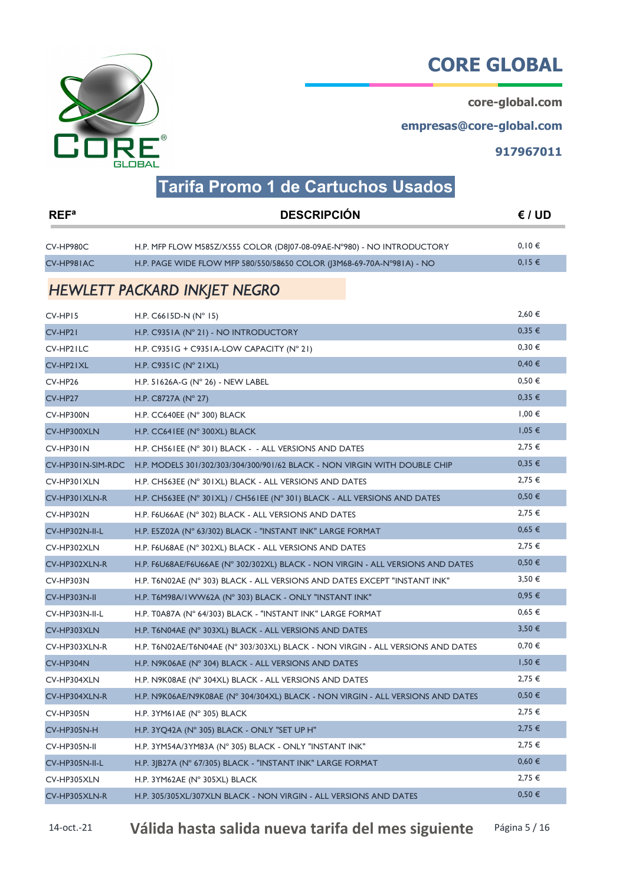# CORE GLOBAL

core-global.com

empresas@core-global.com

917967011

## Tarifa Promo 1 de Cartuchos Usados

| REFª | DESCRIPCIÓN | € / UD |
|---|---|---|
| CV-HP980C | H.P. MFP FLOW M585Z/X555 COLOR (D8J07-08-09AE-Nº980) - NO INTRODUCTORY | 0,10 € |
| CV-HP981AC | H.P. PAGE WIDE FLOW MFP 580/550/58650 COLOR (J3M68-69-70A-Nº981A) - NO | 0,15 € |

### *HEWLETT PACKARD INKJET NEGRO*

| REFª | DESCRIPCIÓN | € / UD |
|---|---|---|
| CV-HP15 | H.P. C6615D-N (Nº 15) | 2,60 € |
| CV-HP21 | H.P. C9351A (Nº 21) - NO INTRODUCTORY | 0,35 € |
| CV-HP21LC | H.P. C9351G + C9351A-LOW CAPACITY (Nº 21) | 0,30 € |
| CV-HP21XL | H.P. C9351C (Nº 21XL) | 0,40 € |
| CV-HP26 | H.P. 51626A-G (Nº 26) - NEW LABEL | 0,50 € |
| CV-HP27 | H.P. C8727A (Nº 27) | 0,35 € |
| CV-HP300N | H.P. CC640EE (Nº 300) BLACK | 1,00 € |
| CV-HP300XLN | H.P. CC641EE (Nº 300XL) BLACK | 1,05 € |
| CV-HP301N | H.P. CH561EE (Nº 301) BLACK - - ALL VERSIONS AND DATES | 2,75 € |
| CV-HP301N-SIM-RDC | H.P. MODELS 301/302/303/304/300/901/62 BLACK - NON VIRGIN WITH DOUBLE CHIP | 0,35 € |
| CV-HP301XLN | H.P. CH563EE (Nº 301XL) BLACK - ALL VERSIONS AND DATES | 2,75 € |
| CV-HP301XLN-R | H.P. CH563EE (Nº 301XL) / CH561EE (Nº 301) BLACK - ALL VERSIONS AND DATES | 0,50 € |
| CV-HP302N | H.P. F6U66AE (Nº 302) BLACK - ALL VERSIONS AND DATES | 2,75 € |
| CV-HP302N-II-L | H.P. E5Z02A (Nº 63/302) BLACK - "INSTANT INK" LARGE FORMAT | 0,65 € |
| CV-HP302XLN | H.P. F6U68AE (Nº 302XL) BLACK - ALL VERSIONS AND DATES | 2,75 € |
| CV-HP302XLN-R | H.P. F6U68AE/F6U66AE (Nº 302/302XL) BLACK - NON VIRGIN - ALL VERSIONS AND DATES | 0,50 € |
| CV-HP303N | H.P. T6N02AE (Nº 303) BLACK - ALL VERSIONS AND DATES EXCEPT "INSTANT INK" | 3,50 € |
| CV-HP303N-II | H.P. T6M98A/1WW62A (Nº 303) BLACK - ONLY "INSTANT INK" | 0,95 € |
| CV-HP303N-II-L | H.P. T0A87A (Nº 64/303) BLACK - "INSTANT INK" LARGE FORMAT | 0,65 € |
| CV-HP303XLN | H.P. T6N04AE (Nº 303XL) BLACK - ALL VERSIONS AND DATES | 3,50 € |
| CV-HP303XLN-R | H.P. T6N02AE/T6N04AE (Nº 303/303XL) BLACK - NON VIRGIN - ALL VERSIONS AND DATES | 0,70 € |
| CV-HP304N | H.P. N9K06AE (Nº 304) BLACK - ALL VERSIONS AND DATES | 1,50 € |
| CV-HP304XLN | H.P. N9K08AE (Nº 304XL) BLACK - ALL VERSIONS AND DATES | 2,75 € |
| CV-HP304XLN-R | H.P. N9K06AE/N9K08AE (Nº 304/304XL) BLACK - NON VIRGIN - ALL VERSIONS AND DATES | 0,50 € |
| CV-HP305N | H.P. 3YM61AE (Nº 305) BLACK | 2,75 € |
| CV-HP305N-H | H.P. 3YQ42A (Nº 305) BLACK - ONLY "SET UP H" | 2,75 € |
| CV-HP305N-II | H.P. 3YM54A/3YM83A (Nº 305) BLACK - ONLY "INSTANT INK" | 2,75 € |
| CV-HP305N-II-L | H.P. 3JB27A (Nº 67/305) BLACK - "INSTANT INK" LARGE FORMAT | 0,60 € |
| CV-HP305XLN | H.P. 3YM62AE (Nº 305XL) BLACK | 2,75 € |
| CV-HP305XLN-R | H.P. 305/305XL/307XLN BLACK - NON VIRGIN - ALL VERSIONS AND DATES | 0,50 € |

14-oct.-21 **Válida hasta salida nueva tarifa del mes siguiente**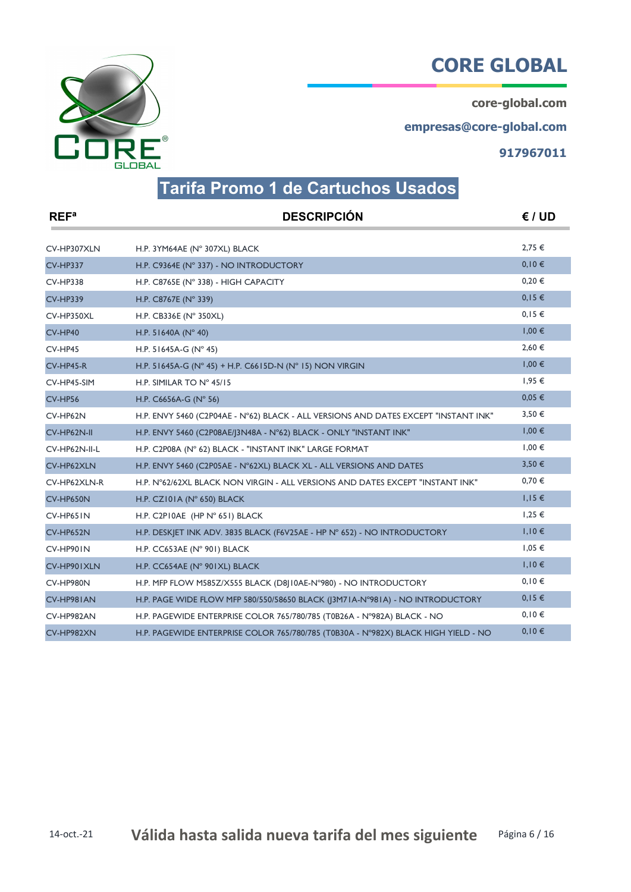# CORE GLOBAL

core-global.com

empresas@core-global.com

917967011

## Tarifa Promo 1 de Cartuchos Usados

| REFª | DESCRIPCIÓN | € / UD |
| --- | --- | --- |
| CV-HP307XLN | H.P. 3YM64AE (Nº 307XL) BLACK | 2,75 € |
| CV-HP337 | H.P. C9364E (Nº 337) - NO INTRODUCTORY | 0,10 € |
| CV-HP338 | H.P. C8765E (Nº 338) - HIGH CAPACITY | 0,20 € |
| CV-HP339 | H.P. C8767E (Nº 339) | 0,15 € |
| CV-HP350XL | H.P. CB336E (Nº 350XL) | 0,15 € |
| CV-HP40 | H.P. 51640A (Nº 40) | 1,00 € |
| CV-HP45 | H.P. 51645A-G (Nº 45) | 2,60 € |
| CV-HP45-R | H.P. 51645A-G (Nº 45) + H.P. C6615D-N (Nº 15) NON VIRGIN | 1,00 € |
| CV-HP45-SIM | H.P. SIMILAR TO Nº 45/15 | 1,95 € |
| CV-HP56 | H.P. C6656A-G (Nº 56) | 0,05 € |
| CV-HP62N | H.P. ENVY 5460 (C2P04AE - Nº62) BLACK - ALL VERSIONS AND DATES EXCEPT "INSTANT INK" | 3,50 € |
| CV-HP62N-II | H.P. ENVY 5460 (C2P08AE/J3N48A - Nº62) BLACK - ONLY "INSTANT INK" | 1,00 € |
| CV-HP62N-II-L | H.P. C2P08A (Nº 62) BLACK - "INSTANT INK" LARGE FORMAT | 1,00 € |
| CV-HP62XLN | H.P. ENVY 5460 (C2P05AE - Nº62XL) BLACK XL - ALL VERSIONS AND DATES | 3,50 € |
| CV-HP62XLN-R | H.P. Nº62/62XL BLACK NON VIRGIN - ALL VERSIONS AND DATES EXCEPT "INSTANT INK" | 0,70 € |
| CV-HP650N | H.P. CZ101A (Nº 650) BLACK | 1,15 € |
| CV-HP651N | H.P. C2P10AE (HP Nº 651) BLACK | 1,25 € |
| CV-HP652N | H.P. DESKJET INK ADV. 3835 BLACK (F6V25AE - HP Nº 652) - NO INTRODUCTORY | 1,10 € |
| CV-HP901N | H.P. CC653AE (Nº 901) BLACK | 1,05 € |
| CV-HP901XLN | H.P. CC654AE (Nº 901XL) BLACK | 1,10 € |
| CV-HP980N | H.P. MFP FLOW M585Z/X555 BLACK (D8J10AE-Nº980) - NO INTRODUCTORY | 0,10 € |
| CV-HP981AN | H.P. PAGE WIDE FLOW MFP 580/550/58650 BLACK (J3M71A-Nº981A) - NO INTRODUCTORY | 0,15 € |
| CV-HP982AN | H.P. PAGEWIDE ENTERPRISE COLOR 765/780/785 (T0B26A - Nº982A) BLACK - NO | 0,10 € |
| CV-HP982XN | H.P. PAGEWIDE ENTERPRISE COLOR 765/780/785 (T0B30A - Nº982X) BLACK HIGH YIELD - NO | 0,10 € |

14-oct.-21 **Válida hasta salida nueva tarifa del mes siguiente**